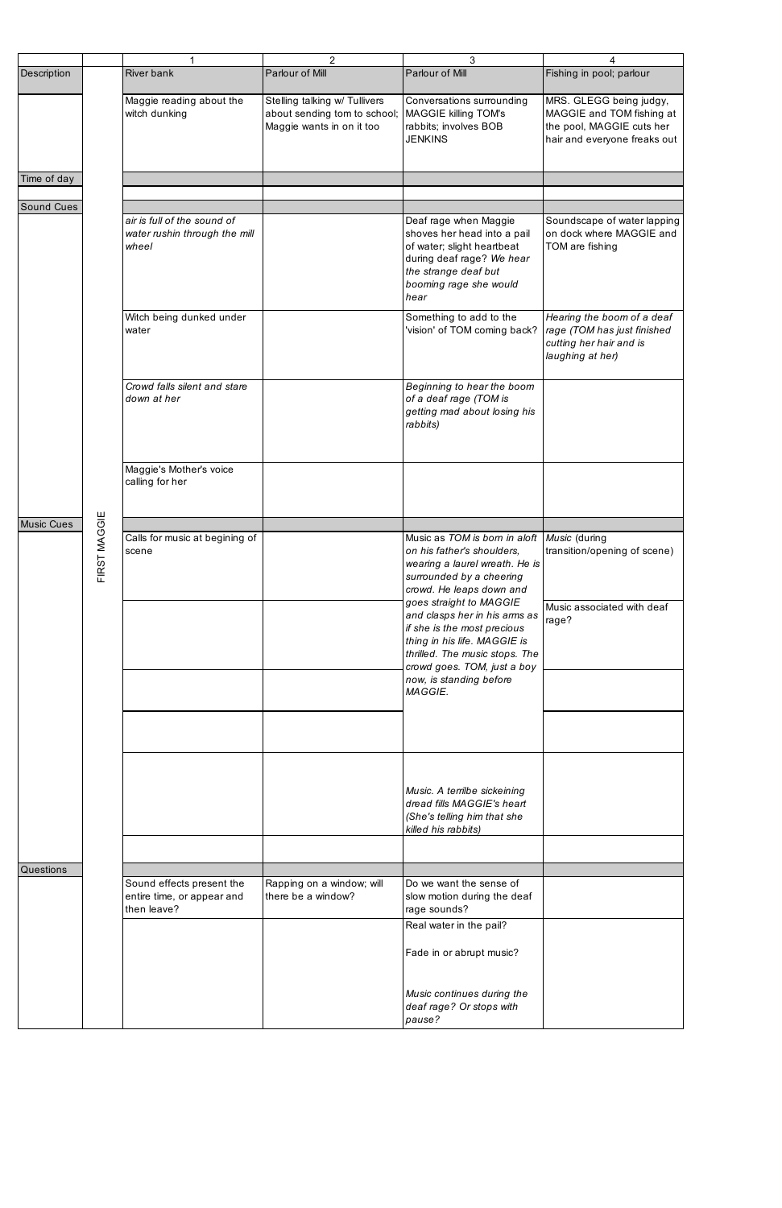| | | 1 | 2 | 3 | 4 |
|---|---|---|---|---|---|
| Description | FIRST MAGGIE | River bank | Parlour of Mill | Parlour of Mill | Fishing in pool; parlour |
| | | Maggie reading about the witch dunking | Stelling talking w/ Tullivers about sending tom to school; Maggie wants in on it too | Conversations surrounding MAGGIE killing TOM's rabbits; involves BOB JENKINS | MRS. GLEGG being judgy, MAGGIE and TOM fishing at the pool, MAGGIE cuts her hair and everyone freaks out |
| Time of day | | | | | |
| | | | | | |
| Sound Cues | | | | | |
| | | *air is full of the sound of water rushin through the mill wheel* | | Deaf rage when Maggie shoves her head into a pail of water; slight heartbeat during deaf rage? *We hear the strange deaf but booming rage she would hear* | Soundscape of water lapping on dock where MAGGIE and TOM are fishing |
| | | Witch being dunked under water | | Something to add to the 'vision' of TOM coming back? | *Hearing the boom of a deaf rage (TOM has just finished cutting her hair and is laughing at her)* |
| | | *Crowd falls silent and stare down at her* | | *Beginning to hear the boom of a deaf rage (TOM is getting mad about losing his rabbits)* | |
| | | Maggie's Mother's voice calling for her | | | |
| Music Cues | | | | | |
| | | Calls for music at begining of scene | | *Music as TOM is born in aloft on his father's shoulders, wearing a laurel wreath. He is surrounded by a cheering crowd. He leaps down and goes straight to MAGGIE and clasps her in his arms as if she is the most precious thing in his life. MAGGIE is thrilled. The music stops. The crowd goes. TOM, just a boy now, is standing before MAGGIE.* | *Music* (during transition/opening of scene) |
| | | | | | Music associated with deaf rage? |
| | | | | | |
| | | | | | |
| | | | | *Music. A terrilbe sickeining dread fills MAGGIE's heart (She's telling him that she killed his rabbits)* | |
| | | | | | |
| Questions | | | | | |
| | | Sound effects present the entire time, or appear and then leave? | Rapping on a window; will there be a window? | Do we want the sense of slow motion during the deaf rage sounds? | |
| | | | | Real water in the pail?<br><br>Fade in or abrupt music?<br><br>*Music continues during the deaf rage? Or stops with pause?* | |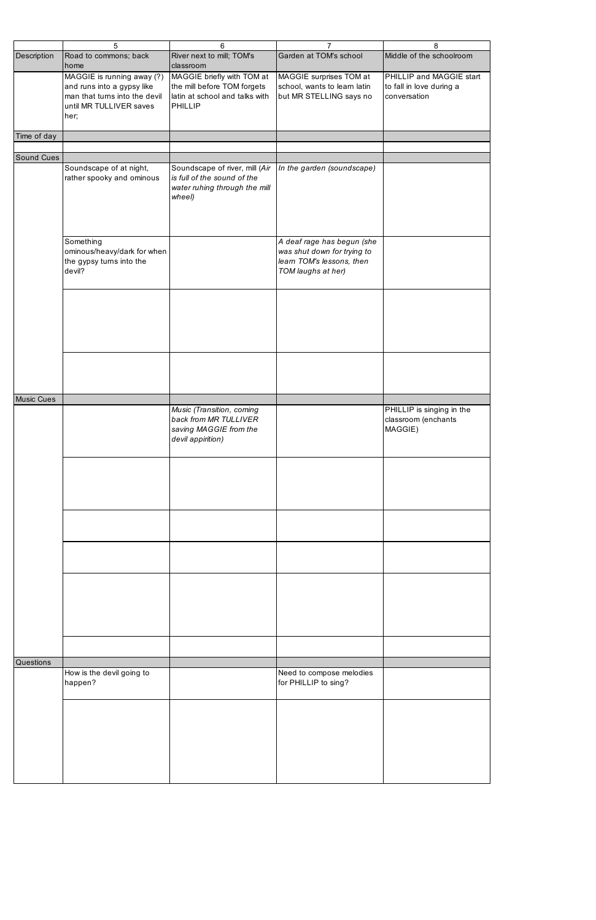| | 5 | 6 | 7 | 8 |
|---|---|---|---|---|
| Description | Road to commons; back home | River next to mill; TOM's classroom | Garden at TOM's school | Middle of the schoolroom |
| | MAGGIE is running away (?) and runs into a gypsy like man that turns into the devil until MR TULLIVER saves her; | MAGGIE briefly with TOM at the mill before TOM forgets latin at school and talks with PHILLIP | MAGGIE surprises TOM at school, wants to learn latin but MR STELLING says no | PHILLIP and MAGGIE start to fall in love during a conversation |
| Time of day | | | | |
| | | | | |
| Sound Cues | | | | |
| | Soundscape of at night, rather spooky and ominous | Soundscape of river, mill *(Air is full of the sound of the water ruhing through the mill wheel)* | *In the garden (soundscape)* | |
| | Something ominous/heavy/dark for when the gypsy turns into the devil? | | *A deaf rage has begun (she was shut down for trying to learn TOM's lessons, then TOM laughs at her)* | |
| | | | | |
| | | | | |
| Music Cues | | | | |
| | | *Music (Transition, coming back from MR TULLIVER saving MAGGIE from the devil appirition)* | | PHILLIP is singing in the classroom (enchants MAGGIE) |
| | | | | |
| | | | | |
| | | | | |
| | | | | |
| | | | | |
| Questions | | | | |
| | How is the devil going to happen? | | Need to compose melodies for PHILLIP to sing? | |
| | | | | |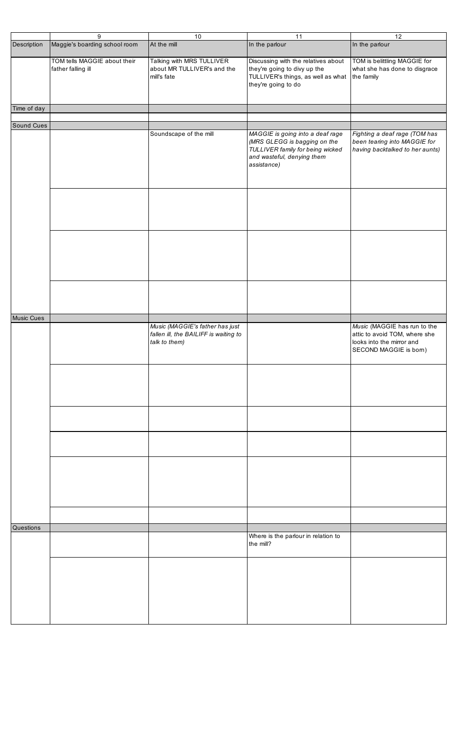| | 9 | 10 | 11 | 12 |
|---|---|---|---|---|
| Description | Maggie's boarding school room | At the mill | In the parlour | In the parlour |
| | TOM tells MAGGIE about their father falling ill | Talking with MRS TULLIVER about MR TULLIVER's and the mill's fate | Discussing with the relatives about they're going to divy up the TULLIVER's things, as well as what they're going to do | TOM is belittling MAGGIE for what she has done to disgrace the family |
| Time of day | | | | |
| | | | | |
| Sound Cues | | | | |
| | | Soundscape of the mill | *MAGGIE is going into a deaf rage (MRS GLEGG is bagging on the TULLIVER family for being wicked and wasteful, denying them assistance)* | *Fighting a deaf rage (TOM has been tearing into MAGGIE for having backtalked to her aunts)* |
| | | | | |
| | | | | |
| | | | | |
| Music Cues | | | | |
| | | *Music (MAGGIE's father has just fallen ill, the BAILIFF is waiting to talk to them)* | | *Music* (MAGGIE has run to the attic to avoid TOM, where she looks into the mirror and SECOND MAGGIE is born) |
| | | | | |
| | | | | |
| | | | | |
| | | | | |
| | | | | |
| Questions | | | | |
| | | | Where is the parlour in relation to the mill? | |
| | | | | |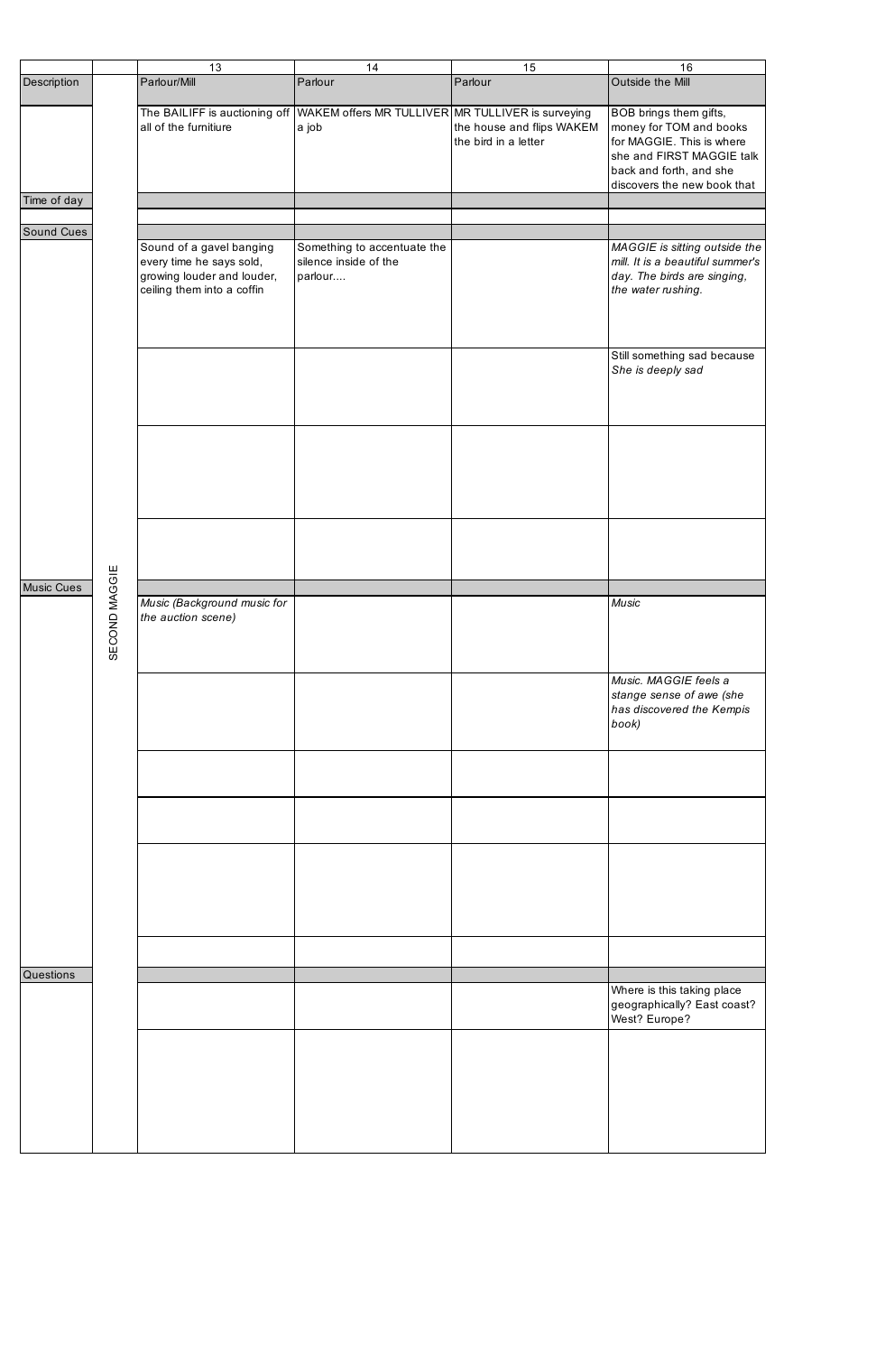| | | 13 | 14 | 15 | 16 |
|---|---|---|---|---|---|
| Description | SECOND MAGGIE | Parlour/Mill | Parlour | Parlour | Outside the Mill |
| | | The BAILIFF is auctioning off all of the furnitiure | WAKEM offers MR TULLIVER a job | MR TULLIVER is surveying the house and flips WAKEM the bird in a letter | BOB brings them gifts, money for TOM and books for MAGGIE. This is where she and FIRST MAGGIE talk back and forth, and she discovers the new book that |
| Time of day | | | | | |
| | | | | | |
| Sound Cues | | | | | |
| | | Sound of a gavel banging every time he says sold, growing louder and louder, ceiling them into a coffin | Something to accentuate the silence inside of the parlour.... | | *MAGGIE is sitting outside the mill. It is a beautiful summer's day. The birds are singing, the water rushing.* |
| | | | | | Still something sad because *She is deeply sad* |
| | | | | | |
| | | | | | |
| Music Cues | | | | | |
| | | *Music (Background music for the auction scene)* | | | *Music* |
| | | | | | *Music. MAGGIE feels a stange sense of awe (she has discovered the Kempis book)* |
| | | | | | |
| | | | | | |
| | | | | | |
| | | | | | |
| Questions | | | | | |
| | | | | | Where is this taking place geographically? East coast? West? Europe? |
| | | | | | |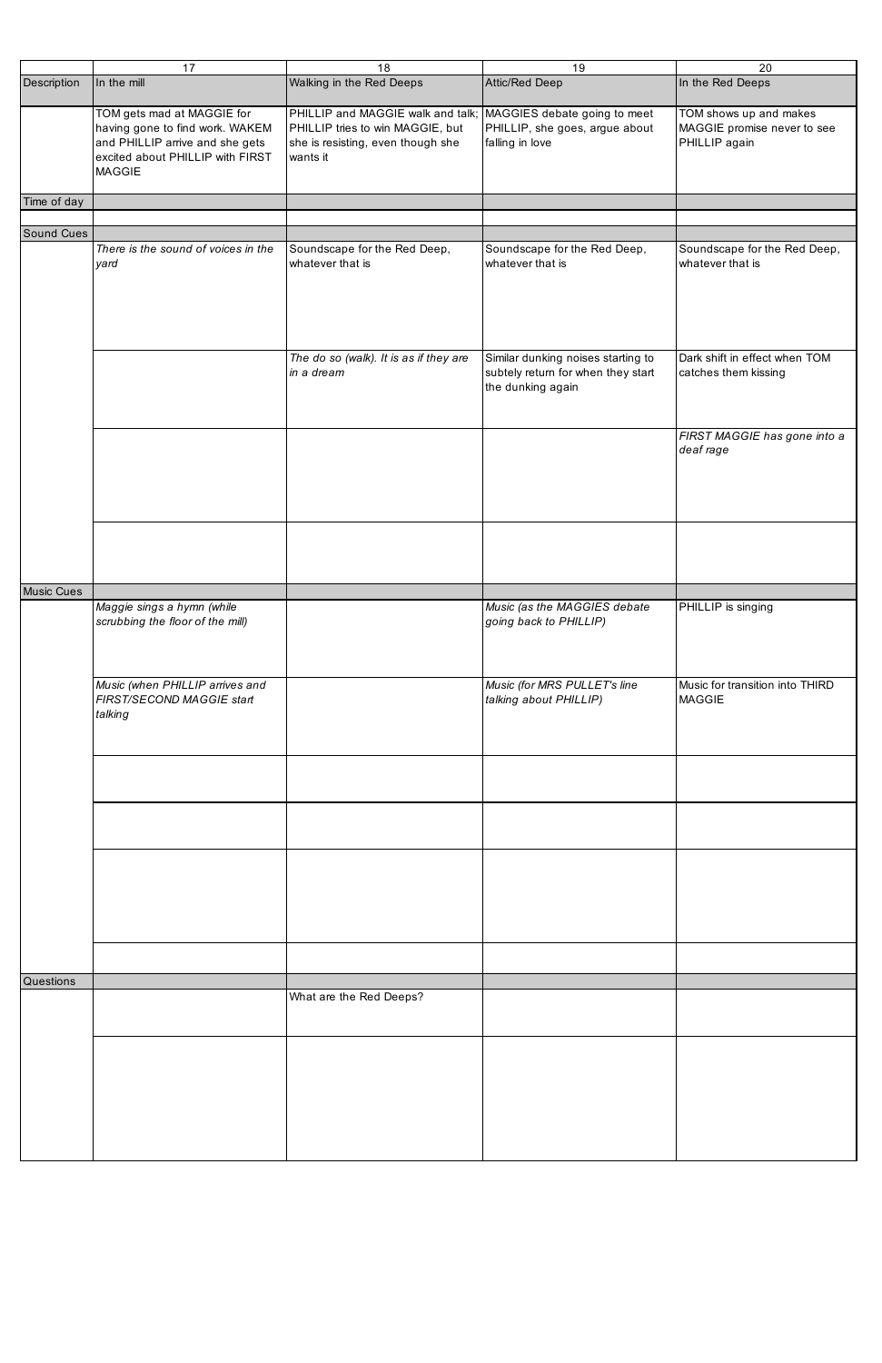| | 17 | 18 | 19 | 20 |
|---|---|---|---|---|
| Description | In the mill | Walking in the Red Deeps | Attic/Red Deep | In the Red Deeps |
| | TOM gets mad at MAGGIE for having gone to find work. WAKEM and PHILLIP arrive and she gets excited about PHILLIP with FIRST MAGGIE | PHILLIP and MAGGIE walk and talk; PHILLIP tries to win MAGGIE, but she is resisting, even though she wants it | MAGGIES debate going to meet PHILLIP, she goes, argue about falling in love | TOM shows up and makes MAGGIE promise never to see PHILLIP again |
| Time of day | | | | |
| | | | | |
| Sound Cues | | | | |
| | *There is the sound of voices in the yard* | Soundscape for the Red Deep, whatever that is | Soundscape for the Red Deep, whatever that is | Soundscape for the Red Deep, whatever that is |
| | | *The do so (walk). It is as if they are in a dream* | Similar dunking noises starting to subtely return for when they start the dunking again | Dark shift in effect when TOM catches them kissing |
| | | | | *FIRST MAGGIE has gone into a deaf rage* |
| | | | | |
| Music Cues | | | | |
| | *Maggie sings a hymn (while scrubbing the floor of the mill)* | | *Music (as the MAGGIES debate going back to PHILLIP)* | PHILLIP is singing |
| | *Music (when PHILLIP arrives and FIRST/SECOND MAGGIE start talking* | | *Music (for MRS PULLET's line talking about PHILLIP)* | Music for transition into THIRD MAGGIE |
| | | | | |
| | | | | |
| | | | | |
| | | | | |
| Questions | | | | |
| | | What are the Red Deeps? | | |
| | | | | |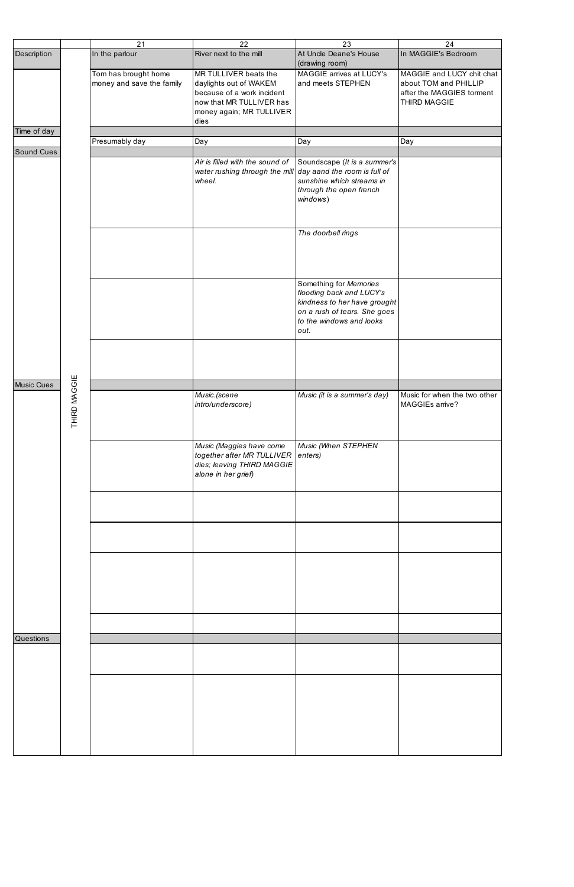|  |  | 21 | 22 | 23 | 24 |
|---|---|---|---|---|---|
| Description | THIRD MAGGIE | In the parlour | River next to the mill | At Uncle Deane's House (drawing room) | In MAGGIE's Bedroom |
|  |  | Tom has brought home money and save the family | MR TULLIVER beats the daylights out of WAKEM because of a work incident now that MR TULLIVER has money again; MR TULLIVER dies | MAGGIE arrives at LUCY's and meets STEPHEN | MAGGIE and LUCY chit chat about TOM and PHILLIP after the MAGGIES torment THIRD MAGGIE |
| Time of day |  |  |  |  |  |
|  |  | Presumably day | Day | Day | Day |
| Sound Cues |  |  |  |  |  |
|  |  |  | *Air is filled with the sound of water rushing through the mill wheel.* | Soundscape (*It is a summer's day aand the room is full of sunshine which streams in through the open french windows*) |  |
|  |  |  |  | *The doorbell rings* |  |
|  |  |  |  | Something for *Memories flooding back and LUCY's kindness to her have grought on a rush of tears. She goes to the windows and looks out.* |  |
|  |  |  |  |  |  |
| Music Cues |  |  |  |  |  |
|  |  |  | *Music.(scene intro/underscore)* | *Music (it is a summer's day)* | Music for when the two other MAGGIEs arrive? |
|  |  |  | *Music (Maggies have come together after MR TULLIVER dies; leaving THIRD MAGGIE alone in her grief)* | *Music (When STEPHEN enters)* |  |
|  |  |  |  |  |  |
|  |  |  |  |  |  |
|  |  |  |  |  |  |
|  |  |  |  |  |  |
| Questions |  |  |  |  |  |
|  |  |  |  |  |  |
|  |  |  |  |  |  |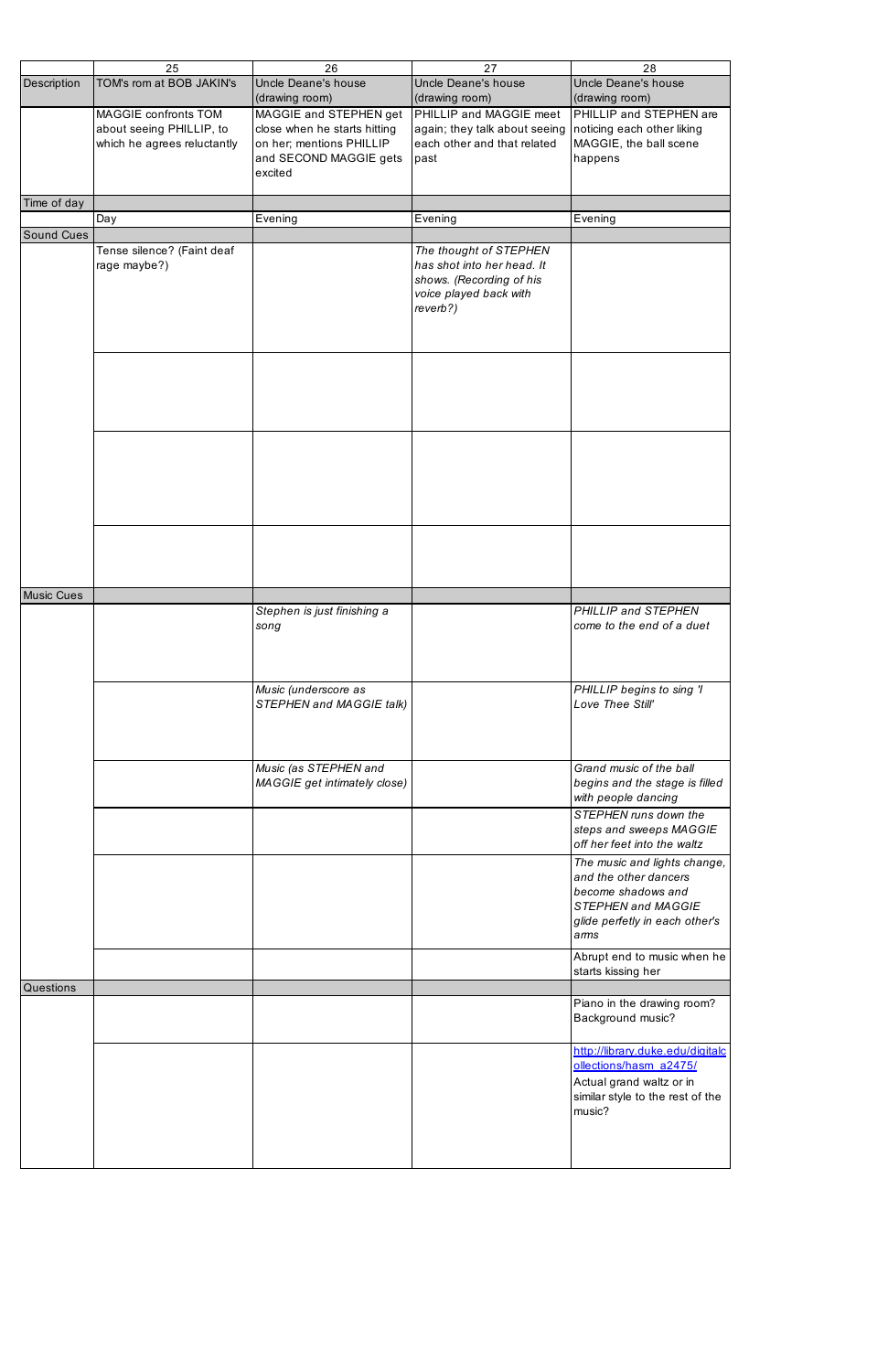| | 25 | 26 | 27 | 28 |
|---|---|---|---|---|
| Description | TOM's rom at BOB JAKIN's | Uncle Deane's house (drawing room) | Uncle Deane's house (drawing room) | Uncle Deane's house (drawing room) |
| | MAGGIE confronts TOM about seeing PHILLIP, to which he agrees reluctantly | MAGGIE and STEPHEN get close when he starts hitting on her; mentions PHILLIP and SECOND MAGGIE gets excited | PHILLIP and MAGGIE meet again; they talk about seeing each other and that related past | PHILLIP and STEPHEN are noticing each other liking MAGGIE, the ball scene happens |
| Time of day | | | | |
| | Day | Evening | Evening | Evening |
| Sound Cues | | | | |
| | Tense silence? (Faint deaf rage maybe?) | | *The thought of STEPHEN has shot into her head. It shows. (Recording of his voice played back with reverb?)* | |
| | | | | |
| | | | | |
| | | | | |
| Music Cues | | | | |
| | | *Stephen is just finishing a song* | | *PHILLIP and STEPHEN come to the end of a duet* |
| | | *Music (underscore as STEPHEN and MAGGIE talk)* | | *PHILLIP begins to sing 'I Love Thee Still'* |
| | | *Music (as STEPHEN and MAGGIE get intimately close)* | | *Grand music of the ball begins and the stage is filled with people dancing* |
| | | | | *STEPHEN runs down the steps and sweeps MAGGIE off her feet into the waltz* |
| | | | | *The music and lights change, and the other dancers become shadows and STEPHEN and MAGGIE glide perfetly in each other's arms* |
| | | | | Abrupt end to music when he starts kissing her |
| Questions | | | | |
| | | | | Piano in the drawing room? Background music? |
| | | | | http://library.duke.edu/digitalcollections/hasm_a2475/ Actual grand waltz or in similar style to the rest of the music? |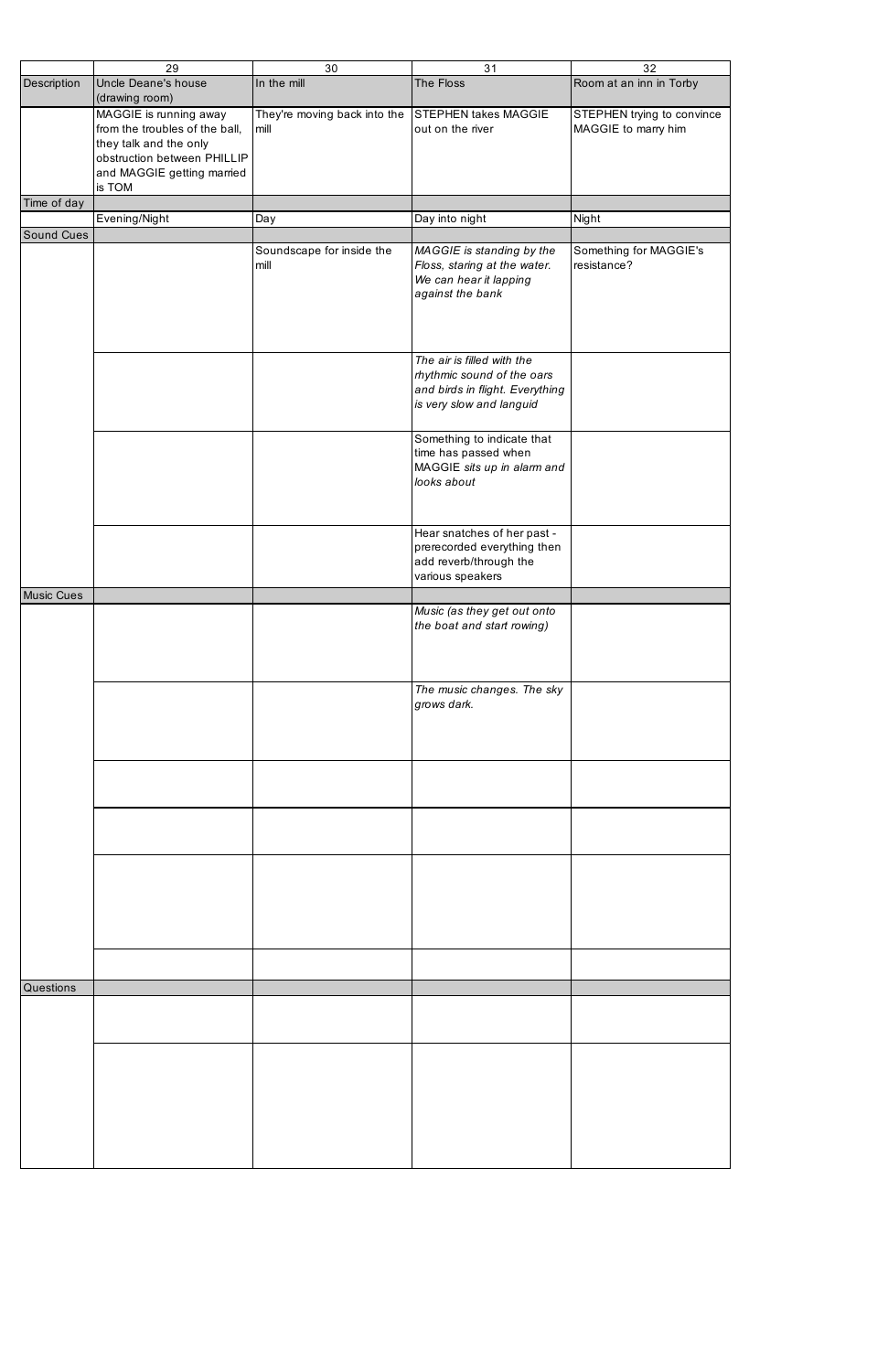| | 29 | 30 | 31 | 32 |
|---|---|---|---|---|
| Description | Uncle Deane's house (drawing room) | In the mill | The Floss | Room at an inn in Torby |
| | MAGGIE is running away from the troubles of the ball, they talk and the only obstruction between PHILLIP and MAGGIE getting married is TOM | They're moving back into the mill | STEPHEN takes MAGGIE out on the river | STEPHEN trying to convince MAGGIE to marry him |
| Time of day | | | | |
| | Evening/Night | Day | Day into night | Night |
| Sound Cues | | | | |
| | | Soundscape for inside the mill | *MAGGIE is standing by the Floss, staring at the water. We can hear it lapping against the bank* | Something for MAGGIE's resistance? |
| | | | *The air is filled with the rhythmic sound of the oars and birds in flight. Everything is very slow and languid* | |
| | | | Something to indicate that time has passed when MAGGIE *sits up in alarm and looks about* | |
| | | | Hear snatches of her past - prerecorded everything then add reverb/through the various speakers | |
| Music Cues | | | | |
| | | | *Music (as they get out onto the boat and start rowing)* | |
| | | | *The music changes. The sky grows dark.* | |
| | | | | |
| | | | | |
| | | | | |
| | | | | |
| Questions | | | | |
| | | | | |
| | | | | |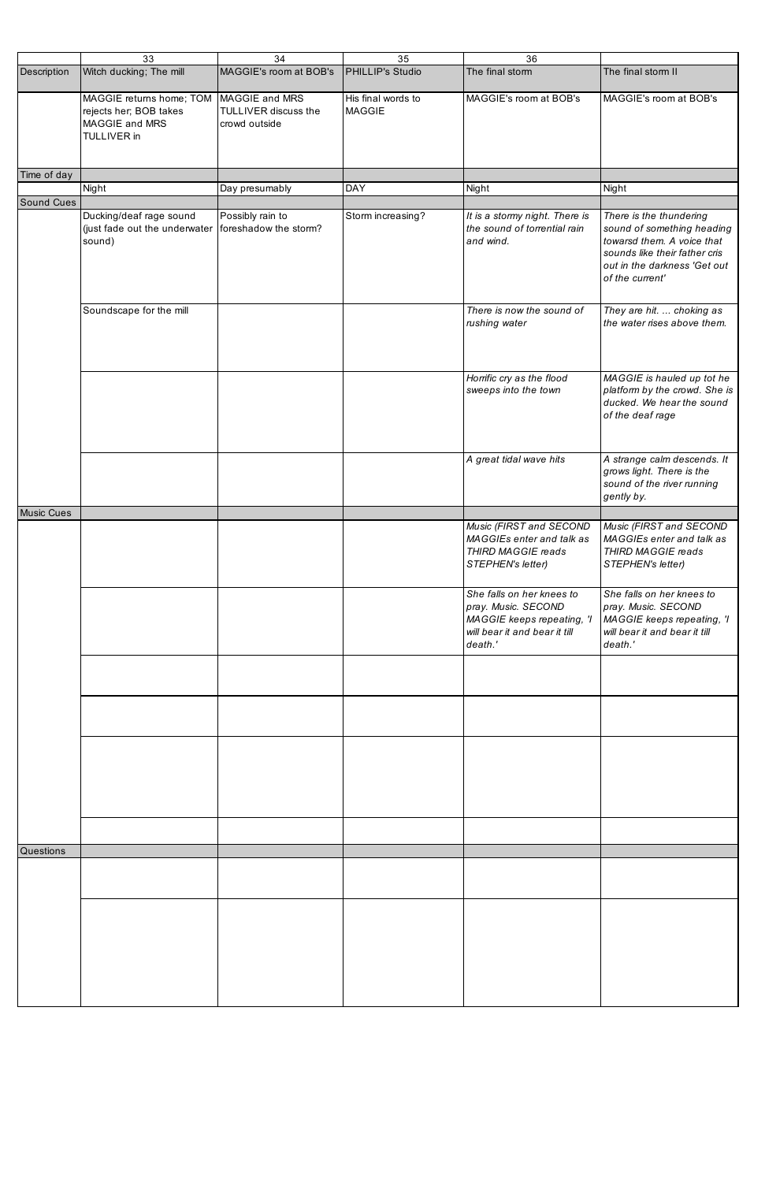| | 33 | 34 | 35 | 36 | |
|---|---|---|---|---|---|
| Description | Witch ducking; The mill | MAGGIE's room at BOB's | PHILLIP's Studio | The final storm | The final storm II |
| | MAGGIE returns home; TOM rejects her; BOB takes MAGGIE and MRS TULLIVER in | MAGGIE and MRS TULLIVER discuss the crowd outside | His final words to MAGGIE | MAGGIE's room at BOB's | MAGGIE's room at BOB's |
| Time of day | | | | | |
| | Night | Day presumably | DAY | Night | Night |
| Sound Cues | | | | | |
| | Ducking/deaf rage sound (just fade out the underwater sound) | Possibly rain to foreshadow the storm? | Storm increasing? | *It is a stormy night. There is the sound of torrential rain and wind.* | *There is the thundering sound of something heading towarsd them. A voice that sounds like their father cris out in the darkness 'Get out of the current'* |
| | Soundscape for the mill | | | *There is now the sound of rushing water* | *They are hit. ... choking as the water rises above them.* |
| | | | | *Horrific cry as the flood sweeps into the town* | *MAGGIE is hauled up tot he platform by the crowd. She is ducked. We hear the sound of the deaf rage* |
| | | | | *A great tidal wave hits* | *A strange calm descends. It grows light. There is the sound of the river running gently by.* |
| Music Cues | | | | | |
| | | | | *Music (FIRST and SECOND MAGGIEs enter and talk as THIRD MAGGIE reads STEPHEN's letter)* | *Music (FIRST and SECOND MAGGIEs enter and talk as THIRD MAGGIE reads STEPHEN's letter)* |
| | | | | *She falls on her knees to pray. Music. SECOND MAGGIE keeps repeating, 'I will bear it and bear it till death.'* | *She falls on her knees to pray. Music. SECOND MAGGIE keeps repeating, 'I will bear it and bear it till death.'* |
| | | | | | |
| | | | | | |
| | | | | | |
| | | | | | |
| Questions | | | | | |
| | | | | | |
| | | | | | |